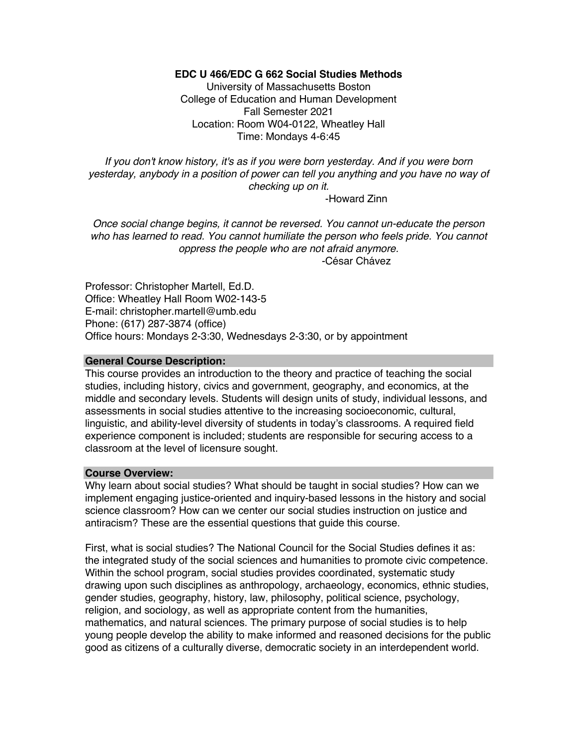# EDC U 466/EDC G 662 Social Studies Methods

University of Massachusetts Boston
College of Education and Human Development
Fall Semester 2021
Location: Room W04-0122, Wheatley Hall
Time: Mondays 4-6:45

*If you don't know history, it's as if you were born yesterday. And if you were born yesterday, anybody in a position of power can tell you anything and you have no way of checking up on it.*
-Howard Zinn

*Once social change begins, it cannot be reversed. You cannot un-educate the person who has learned to read. You cannot humiliate the person who feels pride. You cannot oppress the people who are not afraid anymore.*
-César Chávez

Professor: Christopher Martell, Ed.D.
Office: Wheatley Hall Room W02-143-5
E-mail: christopher.martell@umb.edu
Phone: (617) 287-3874 (office)
Office hours: Mondays 2-3:30, Wednesdays 2-3:30, or by appointment

## General Course Description:

This course provides an introduction to the theory and practice of teaching the social studies, including history, civics and government, geography, and economics, at the middle and secondary levels. Students will design units of study, individual lessons, and assessments in social studies attentive to the increasing socioeconomic, cultural, linguistic, and ability-level diversity of students in today's classrooms. A required field experience component is included; students are responsible for securing access to a classroom at the level of licensure sought.

## Course Overview:

Why learn about social studies? What should be taught in social studies? How can we implement engaging justice-oriented and inquiry-based lessons in the history and social science classroom? How can we center our social studies instruction on justice and antiracism? These are the essential questions that guide this course.

First, what is social studies? The National Council for the Social Studies defines it as: the integrated study of the social sciences and humanities to promote civic competence. Within the school program, social studies provides coordinated, systematic study drawing upon such disciplines as anthropology, archaeology, economics, ethnic studies, gender studies, geography, history, law, philosophy, political science, psychology, religion, and sociology, as well as appropriate content from the humanities, mathematics, and natural sciences. The primary purpose of social studies is to help young people develop the ability to make informed and reasoned decisions for the public good as citizens of a culturally diverse, democratic society in an interdependent world.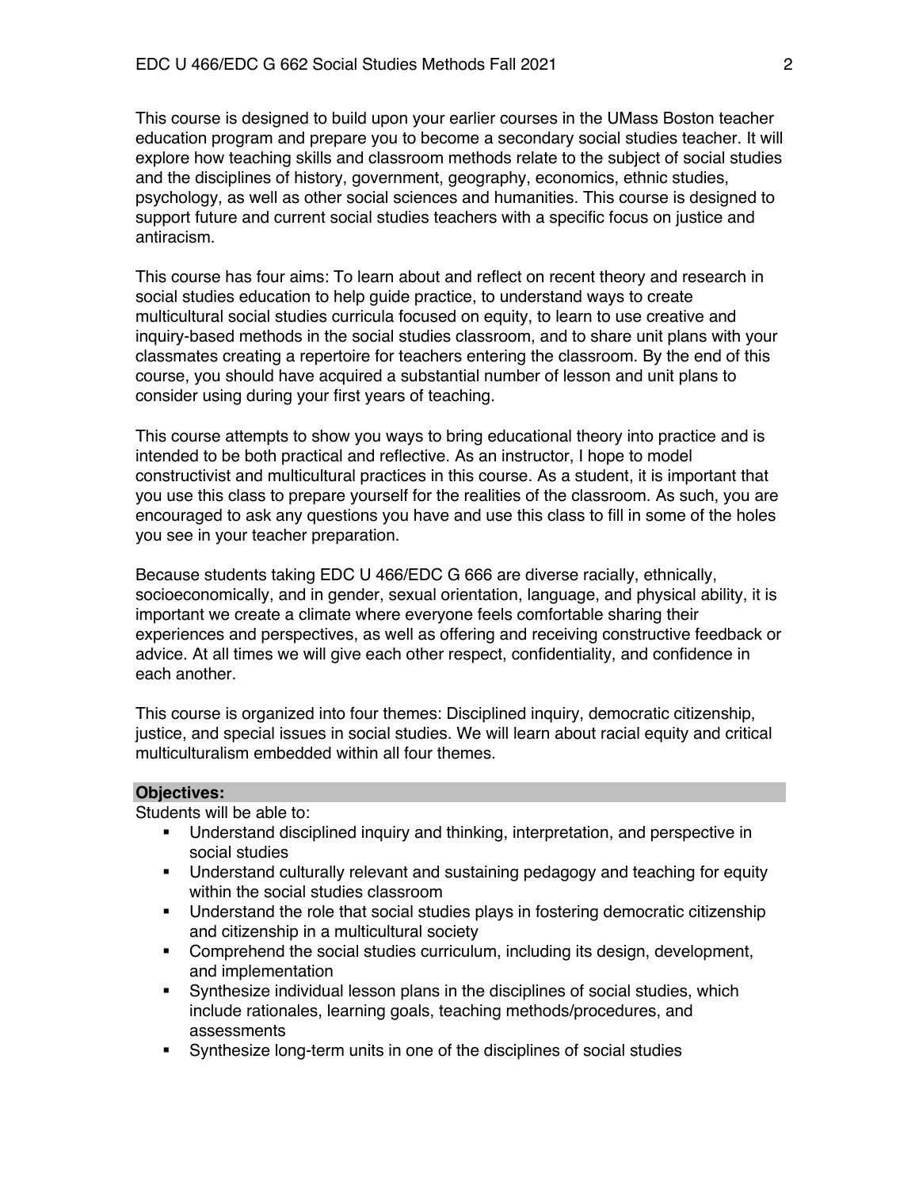This course is designed to build upon your earlier courses in the UMass Boston teacher education program and prepare you to become a secondary social studies teacher. It will explore how teaching skills and classroom methods relate to the subject of social studies and the disciplines of history, government, geography, economics, ethnic studies, psychology, as well as other social sciences and humanities. This course is designed to support future and current social studies teachers with a specific focus on justice and antiracism.

This course has four aims: To learn about and reflect on recent theory and research in social studies education to help guide practice, to understand ways to create multicultural social studies curricula focused on equity, to learn to use creative and inquiry-based methods in the social studies classroom, and to share unit plans with your classmates creating a repertoire for teachers entering the classroom. By the end of this course, you should have acquired a substantial number of lesson and unit plans to consider using during your first years of teaching.

This course attempts to show you ways to bring educational theory into practice and is intended to be both practical and reflective. As an instructor, I hope to model constructivist and multicultural practices in this course. As a student, it is important that you use this class to prepare yourself for the realities of the classroom. As such, you are encouraged to ask any questions you have and use this class to fill in some of the holes you see in your teacher preparation.

Because students taking EDC U 466/EDC G 666 are diverse racially, ethnically, socioeconomically, and in gender, sexual orientation, language, and physical ability, it is important we create a climate where everyone feels comfortable sharing their experiences and perspectives, as well as offering and receiving constructive feedback or advice. At all times we will give each other respect, confidentiality, and confidence in each another.

This course is organized into four themes: Disciplined inquiry, democratic citizenship, justice, and special issues in social studies. We will learn about racial equity and critical multiculturalism embedded within all four themes.

## Objectives:

Students will be able to:

- Understand disciplined inquiry and thinking, interpretation, and perspective in social studies
- Understand culturally relevant and sustaining pedagogy and teaching for equity within the social studies classroom
- Understand the role that social studies plays in fostering democratic citizenship and citizenship in a multicultural society
- Comprehend the social studies curriculum, including its design, development, and implementation
- Synthesize individual lesson plans in the disciplines of social studies, which include rationales, learning goals, teaching methods/procedures, and assessments
- Synthesize long-term units in one of the disciplines of social studies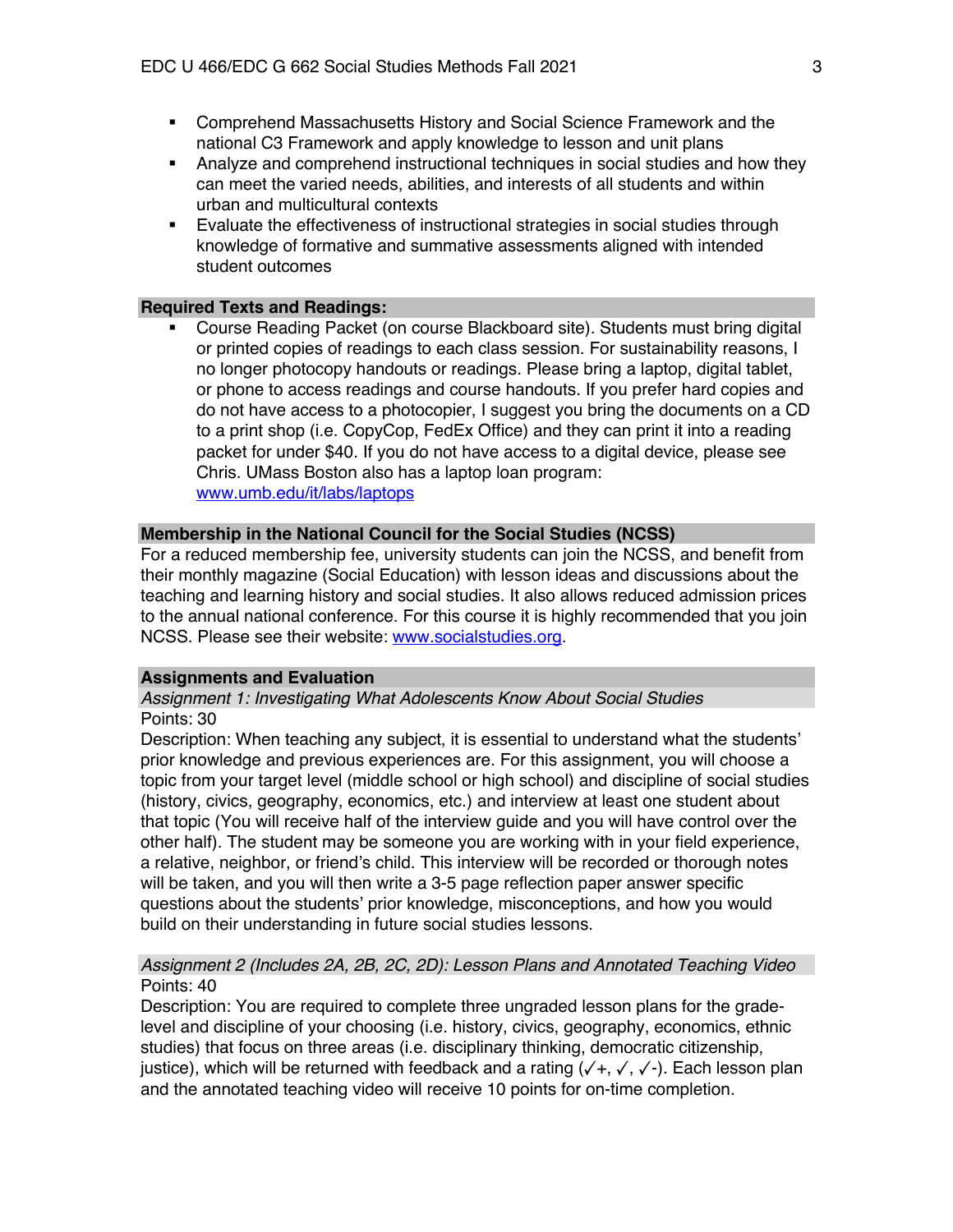- Comprehend Massachusetts History and Social Science Framework and the national C3 Framework and apply knowledge to lesson and unit plans
- Analyze and comprehend instructional techniques in social studies and how they can meet the varied needs, abilities, and interests of all students and within urban and multicultural contexts
- Evaluate the effectiveness of instructional strategies in social studies through knowledge of formative and summative assessments aligned with intended student outcomes

## Required Texts and Readings:

- Course Reading Packet (on course Blackboard site). Students must bring digital or printed copies of readings to each class session. For sustainability reasons, I no longer photocopy handouts or readings. Please bring a laptop, digital tablet, or phone to access readings and course handouts. If you prefer hard copies and do not have access to a photocopier, I suggest you bring the documents on a CD to a print shop (i.e. CopyCop, FedEx Office) and they can print it into a reading packet for under $40. If you do not have access to a digital device, please see Chris. UMass Boston also has a laptop loan program: [www.umb.edu/it/labs/laptops](www.umb.edu/it/labs/laptops)

## Membership in the National Council for the Social Studies (NCSS)

For a reduced membership fee, university students can join the NCSS, and benefit from their monthly magazine (Social Education) with lesson ideas and discussions about the teaching and learning history and social studies. It also allows reduced admission prices to the annual national conference. For this course it is highly recommended that you join NCSS. Please see their website: [www.socialstudies.org](www.socialstudies.org).

## Assignments and Evaluation

### *Assignment 1: Investigating What Adolescents Know About Social Studies*

Points: 30

Description: When teaching any subject, it is essential to understand what the students' prior knowledge and previous experiences are. For this assignment, you will choose a topic from your target level (middle school or high school) and discipline of social studies (history, civics, geography, economics, etc.) and interview at least one student about that topic (You will receive half of the interview guide and you will have control over the other half). The student may be someone you are working with in your field experience, a relative, neighbor, or friend's child. This interview will be recorded or thorough notes will be taken, and you will then write a 3-5 page reflection paper answer specific questions about the students' prior knowledge, misconceptions, and how you would build on their understanding in future social studies lessons.

### *Assignment 2 (Includes 2A, 2B, 2C, 2D): Lesson Plans and Annotated Teaching Video*

Points: 40

Description: You are required to complete three ungraded lesson plans for the grade-level and discipline of your choosing (i.e. history, civics, geography, economics, ethnic studies) that focus on three areas (i.e. disciplinary thinking, democratic citizenship, justice), which will be returned with feedback and a rating (✓+, ✓, ✓-). Each lesson plan and the annotated teaching video will receive 10 points for on-time completion.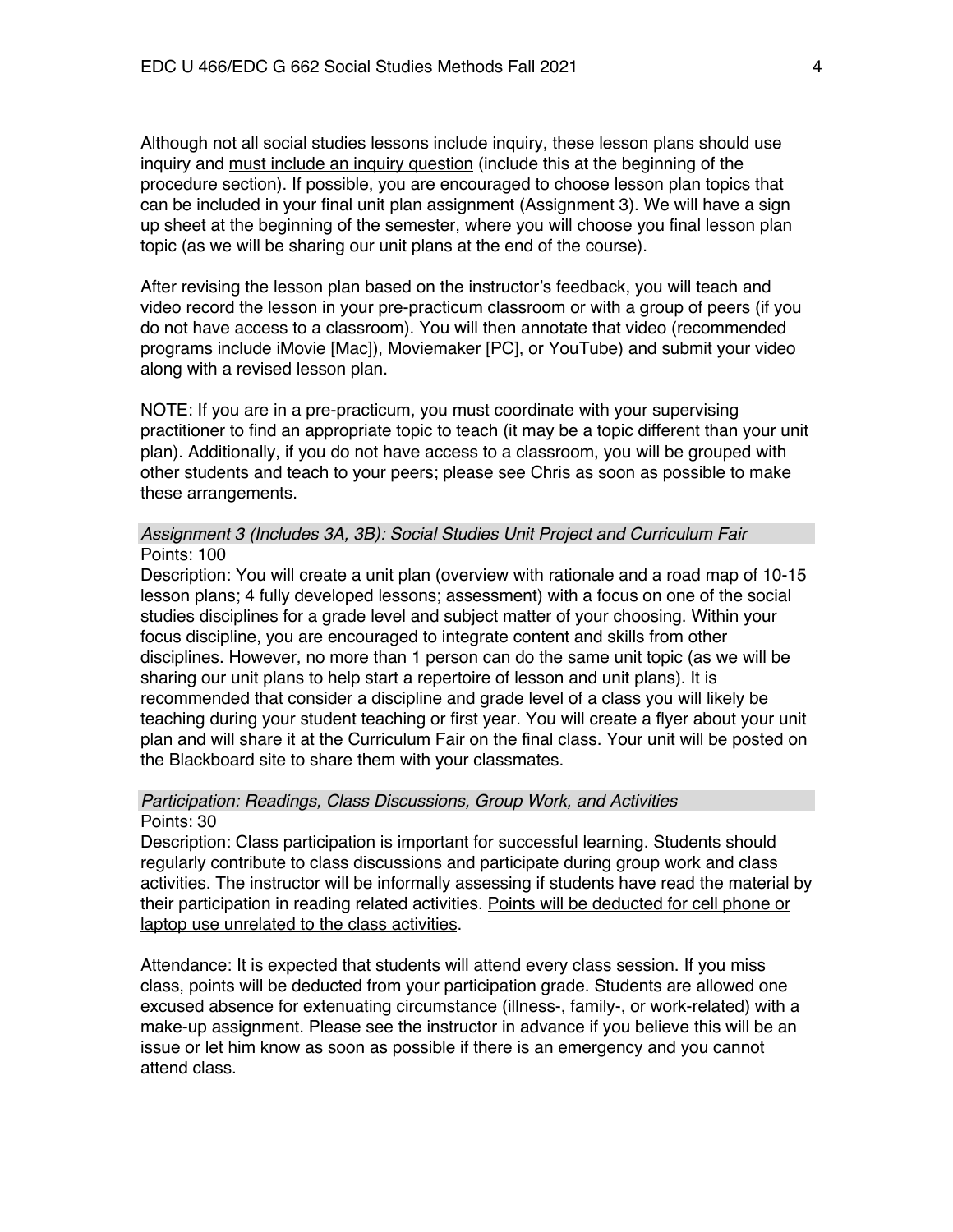Although not all social studies lessons include inquiry, these lesson plans should use inquiry and <u>must include an inquiry question</u> (include this at the beginning of the procedure section). If possible, you are encouraged to choose lesson plan topics that can be included in your final unit plan assignment (Assignment 3). We will have a sign up sheet at the beginning of the semester, where you will choose you final lesson plan topic (as we will be sharing our unit plans at the end of the course).

After revising the lesson plan based on the instructor's feedback, you will teach and video record the lesson in your pre-practicum classroom or with a group of peers (if you do not have access to a classroom). You will then annotate that video (recommended programs include iMovie [Mac]), Moviemaker [PC], or YouTube) and submit your video along with a revised lesson plan.

NOTE: If you are in a pre-practicum, you must coordinate with your supervising practitioner to find an appropriate topic to teach (it may be a topic different than your unit plan). Additionally, if you do not have access to a classroom, you will be grouped with other students and teach to your peers; please see Chris as soon as possible to make these arrangements.

*Assignment 3 (Includes 3A, 3B): Social Studies Unit Project and Curriculum Fair*

Points: 100

Description: You will create a unit plan (overview with rationale and a road map of 10-15 lesson plans; 4 fully developed lessons; assessment) with a focus on one of the social studies disciplines for a grade level and subject matter of your choosing. Within your focus discipline, you are encouraged to integrate content and skills from other disciplines. However, no more than 1 person can do the same unit topic (as we will be sharing our unit plans to help start a repertoire of lesson and unit plans). It is recommended that consider a discipline and grade level of a class you will likely be teaching during your student teaching or first year. You will create a flyer about your unit plan and will share it at the Curriculum Fair on the final class. Your unit will be posted on the Blackboard site to share them with your classmates.

*Participation: Readings, Class Discussions, Group Work, and Activities*

Points: 30

Description: Class participation is important for successful learning. Students should regularly contribute to class discussions and participate during group work and class activities. The instructor will be informally assessing if students have read the material by their participation in reading related activities. <u>Points will be deducted for cell phone or laptop use unrelated to the class activities</u>.

Attendance: It is expected that students will attend every class session. If you miss class, points will be deducted from your participation grade. Students are allowed one excused absence for extenuating circumstance (illness-, family-, or work-related) with a make-up assignment. Please see the instructor in advance if you believe this will be an issue or let him know as soon as possible if there is an emergency and you cannot attend class.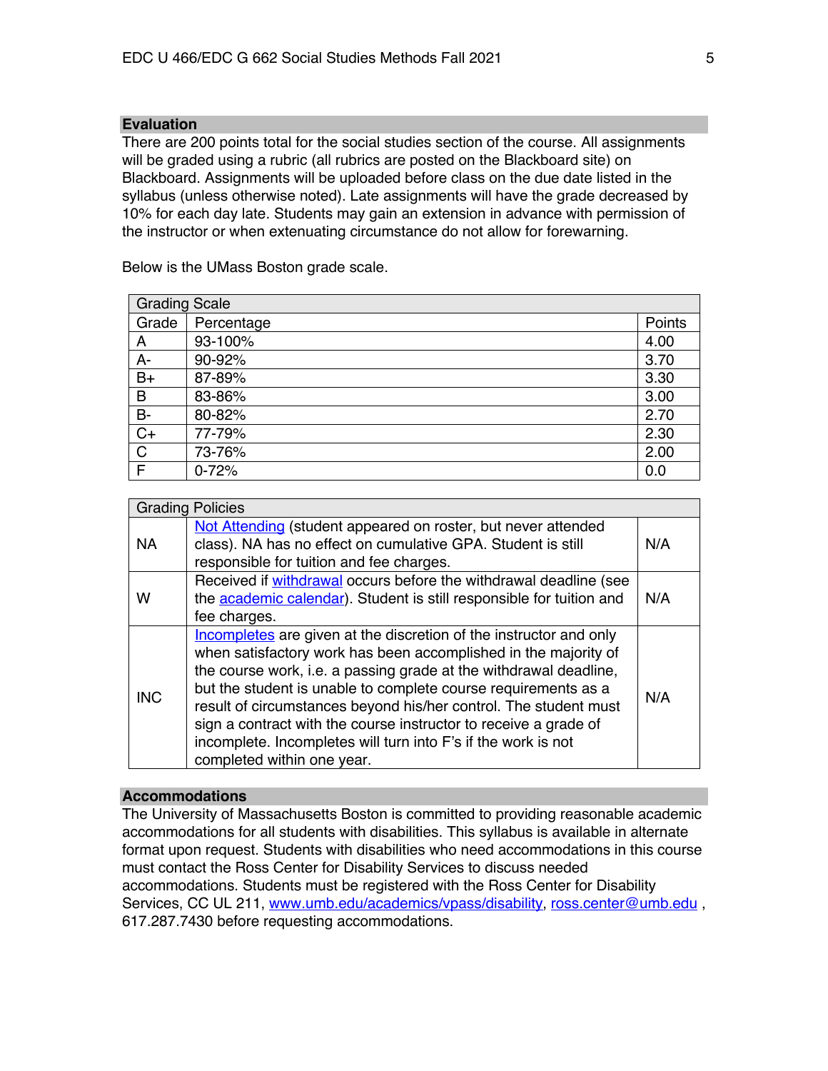## Evaluation

There are 200 points total for the social studies section of the course. All assignments will be graded using a rubric (all rubrics are posted on the Blackboard site) on Blackboard. Assignments will be uploaded before class on the due date listed in the syllabus (unless otherwise noted). Late assignments will have the grade decreased by 10% for each day late. Students may gain an extension in advance with permission of the instructor or when extenuating circumstance do not allow for forewarning.

Below is the UMass Boston grade scale.

| Grading Scale | | |
|---|---|---|
| Grade | Percentage | Points |
| A | 93-100% | 4.00 |
| A- | 90-92% | 3.70 |
| B+ | 87-89% | 3.30 |
| B | 83-86% | 3.00 |
| B- | 80-82% | 2.70 |
| C+ | 77-79% | 2.30 |
| C | 73-76% | 2.00 |
| F | 0-72% | 0.0 |

| Grading Policies | | |
|---|---|---|
| NA | Not Attending (student appeared on roster, but never attended class). NA has no effect on cumulative GPA. Student is still responsible for tuition and fee charges. | N/A |
| W | Received if withdrawal occurs before the withdrawal deadline (see the academic calendar). Student is still responsible for tuition and fee charges. | N/A |
| INC | Incompletes are given at the discretion of the instructor and only when satisfactory work has been accomplished in the majority of the course work, i.e. a passing grade at the withdrawal deadline, but the student is unable to complete course requirements as a result of circumstances beyond his/her control. The student must sign a contract with the course instructor to receive a grade of incomplete. Incompletes will turn into F's if the work is not completed within one year. | N/A |

## Accommodations

The University of Massachusetts Boston is committed to providing reasonable academic accommodations for all students with disabilities. This syllabus is available in alternate format upon request. Students with disabilities who need accommodations in this course must contact the Ross Center for Disability Services to discuss needed accommodations. Students must be registered with the Ross Center for Disability Services, CC UL 211, www.umb.edu/academics/vpass/disability, ross.center@umb.edu , 617.287.7430 before requesting accommodations.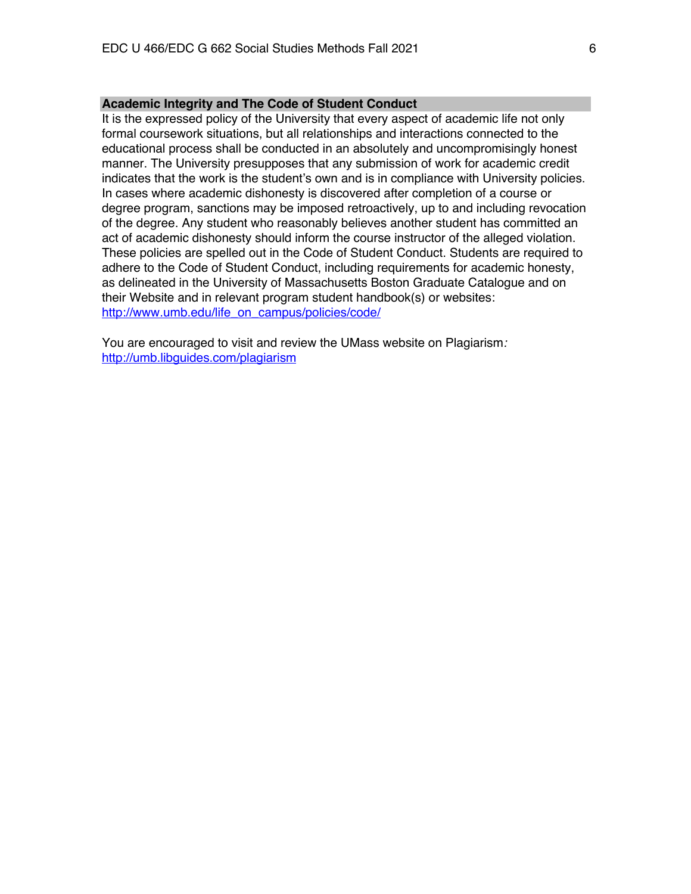## Academic Integrity and The Code of Student Conduct

It is the expressed policy of the University that every aspect of academic life not only formal coursework situations, but all relationships and interactions connected to the educational process shall be conducted in an absolutely and uncompromisingly honest manner. The University presupposes that any submission of work for academic credit indicates that the work is the student's own and is in compliance with University policies. In cases where academic dishonesty is discovered after completion of a course or degree program, sanctions may be imposed retroactively, up to and including revocation of the degree. Any student who reasonably believes another student has committed an act of academic dishonesty should inform the course instructor of the alleged violation. These policies are spelled out in the Code of Student Conduct. Students are required to adhere to the Code of Student Conduct, including requirements for academic honesty, as delineated in the University of Massachusetts Boston Graduate Catalogue and on their Website and in relevant program student handbook(s) or websites: http://www.umb.edu/life_on_campus/policies/code/

You are encouraged to visit and review the UMass website on Plagiarism*:* http://umb.libguides.com/plagiarism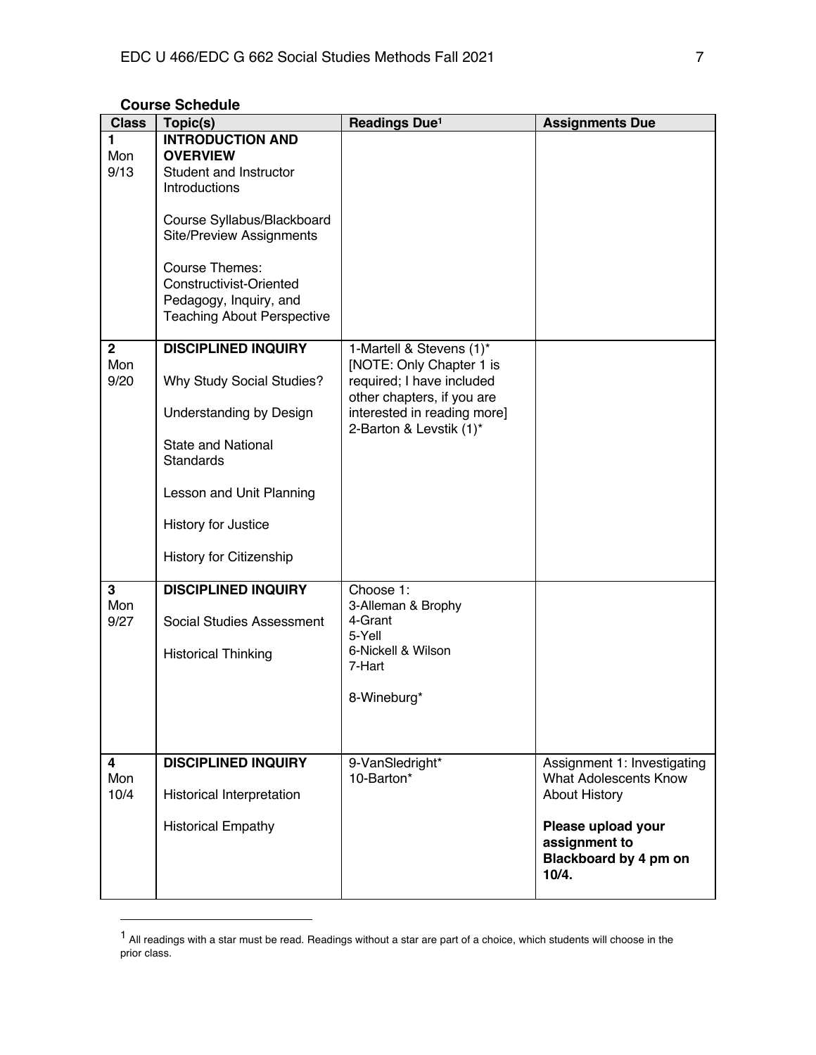**Course Schedule**

| Class | Topic(s) | Readings Due[1] | Assignments Due |
|---|---|---|---|
| 1 Mon 9/13 | **INTRODUCTION AND OVERVIEW** Student and Instructor Introductions<br><br>Course Syllabus/Blackboard Site/Preview Assignments<br><br>Course Themes: Constructivist-Oriented Pedagogy, Inquiry, and Teaching About Perspective | | |
| 2 Mon 9/20 | **DISCIPLINED INQUIRY**<br><br>Why Study Social Studies?<br><br>Understanding by Design<br><br>State and National Standards<br><br>Lesson and Unit Planning<br><br>History for Justice<br><br>History for Citizenship | 1-Martell & Stevens (1)* [NOTE: Only Chapter 1 is required; I have included other chapters, if you are interested in reading more]<br>2-Barton & Levstik (1)* | |
| 3 Mon 9/27 | **DISCIPLINED INQUIRY**<br><br>Social Studies Assessment<br><br>Historical Thinking | Choose 1:<br>3-Alleman & Brophy<br>4-Grant<br>5-Yell<br>6-Nickell & Wilson<br>7-Hart<br><br>8-Wineburg* | |
| 4 Mon 10/4 | **DISCIPLINED INQUIRY**<br><br>Historical Interpretation<br><br>Historical Empathy | 9-VanSledright*<br>10-Barton* | Assignment 1: Investigating What Adolescents Know About History<br><br>**Please upload your assignment to Blackboard by 4 pm on 10/4.** |

[1] All readings with a star must be read. Readings without a star are part of a choice, which students will choose in the prior class.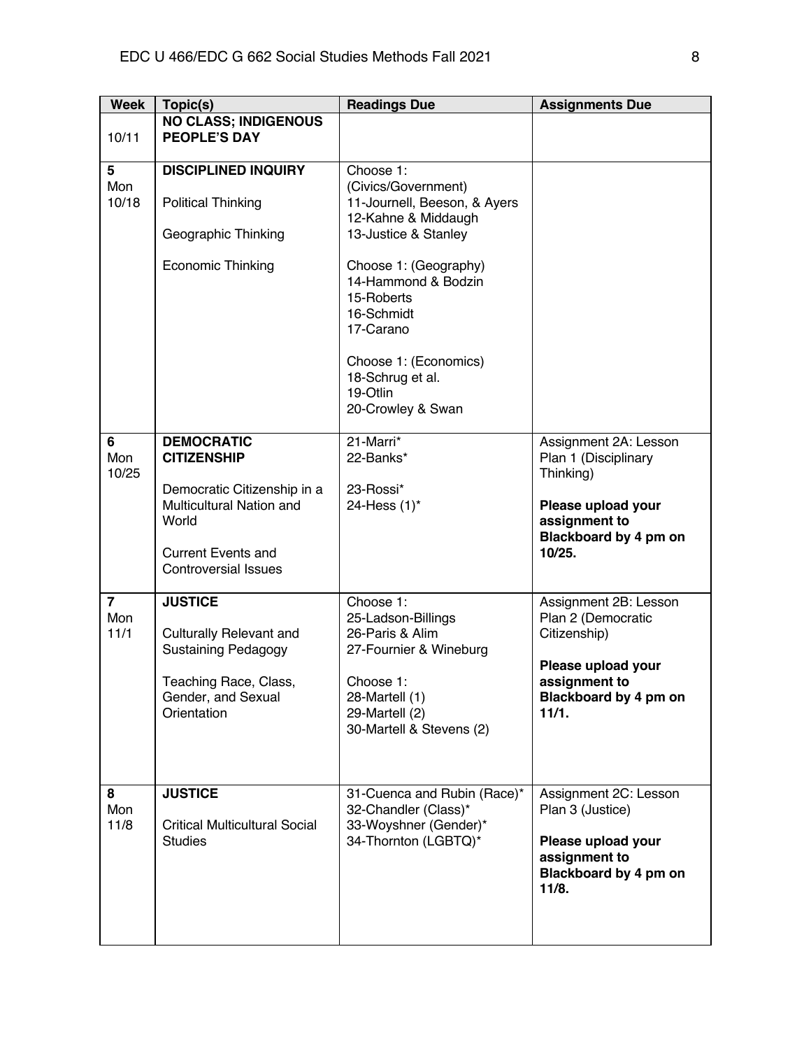| Week | Topic(s) | Readings Due | Assignments Due |
|---|---|---|---|
| 10/11 | **NO CLASS; INDIGENOUS PEOPLE'S DAY** | | |
| **5** Mon 10/18 | **DISCIPLINED INQUIRY**<br><br>Political Thinking<br><br>Geographic Thinking<br><br>Economic Thinking | Choose 1: (Civics/Government)<br>11-Journell, Beeson, & Ayers<br>12-Kahne & Middaugh<br>13-Justice & Stanley<br><br>Choose 1: (Geography)<br>14-Hammond & Bodzin<br>15-Roberts<br>16-Schmidt<br>17-Carano<br><br>Choose 1: (Economics)<br>18-Schrug et al.<br>19-Otlin<br>20-Crowley & Swan | |
| **6** Mon 10/25 | **DEMOCRATIC CITIZENSHIP**<br><br>Democratic Citizenship in a Multicultural Nation and World<br><br>Current Events and Controversial Issues | 21-Marri*<br>22-Banks*<br><br>23-Rossi*<br>24-Hess (1)* | Assignment 2A: Lesson Plan 1 (Disciplinary Thinking)<br><br>**Please upload your assignment to Blackboard by 4 pm on 10/25.** |
| **7** Mon 11/1 | **JUSTICE**<br><br>Culturally Relevant and Sustaining Pedagogy<br><br>Teaching Race, Class, Gender, and Sexual Orientation | Choose 1:<br>25-Ladson-Billings<br>26-Paris & Alim<br>27-Fournier & Wineburg<br><br>Choose 1:<br>28-Martell (1)<br>29-Martell (2)<br>30-Martell & Stevens (2) | Assignment 2B: Lesson Plan 2 (Democratic Citizenship)<br><br>**Please upload your assignment to Blackboard by 4 pm on 11/1.** |
| **8** Mon 11/8 | **JUSTICE**<br><br>Critical Multicultural Social Studies | 31-Cuenca and Rubin (Race)*<br>32-Chandler (Class)*<br>33-Woyshner (Gender)*<br>34-Thornton (LGBTQ)* | Assignment 2C: Lesson Plan 3 (Justice)<br><br>**Please upload your assignment to Blackboard by 4 pm on 11/8.** |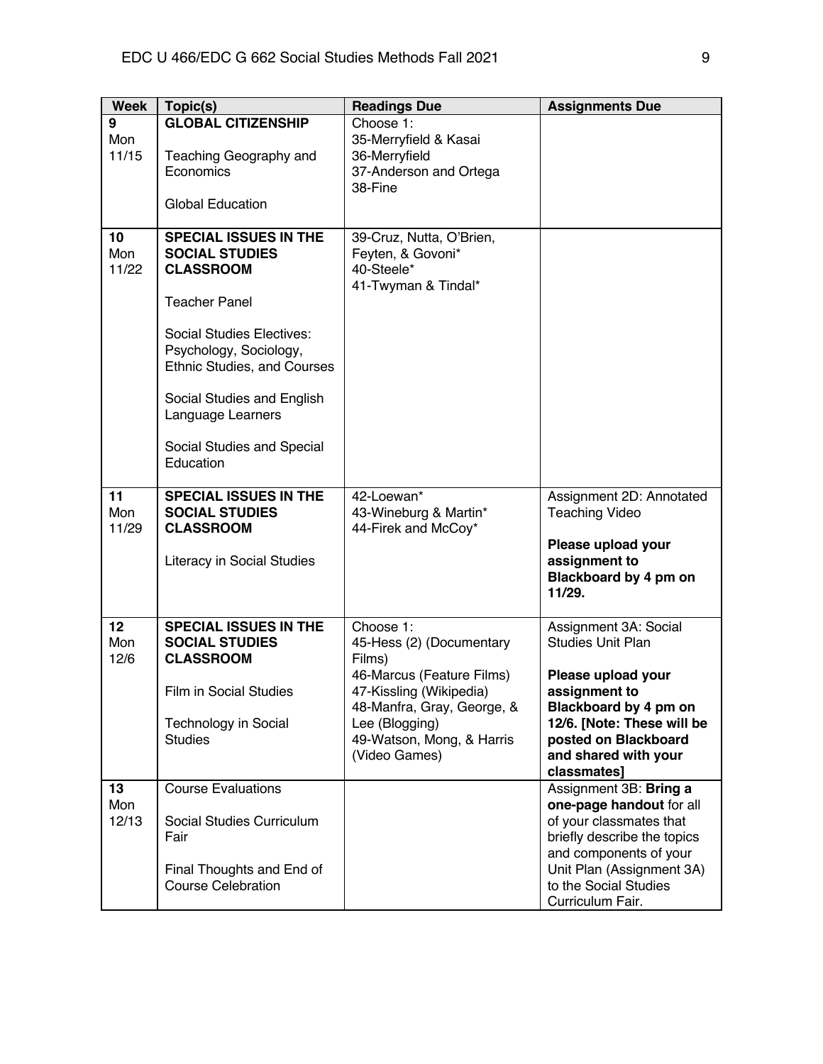| Week | Topic(s) | Readings Due | Assignments Due |
|---|---|---|---|
| 9<br>Mon<br>11/15 | **GLOBAL CITIZENSHIP**<br><br>Teaching Geography and Economics<br><br>Global Education | Choose 1:<br>35-Merryfield & Kasai<br>36-Merryfield<br>37-Anderson and Ortega<br>38-Fine | |
| 10<br>Mon<br>11/22 | **SPECIAL ISSUES IN THE SOCIAL STUDIES CLASSROOM**<br><br>Teacher Panel<br><br>Social Studies Electives: Psychology, Sociology, Ethnic Studies, and Courses<br><br>Social Studies and English Language Learners<br><br>Social Studies and Special Education | 39-Cruz, Nutta, O'Brien, Feyten, & Govoni*<br>40-Steele*<br>41-Twyman & Tindal* | |
| 11<br>Mon<br>11/29 | **SPECIAL ISSUES IN THE SOCIAL STUDIES CLASSROOM**<br><br>Literacy in Social Studies | 42-Loewan*<br>43-Wineburg & Martin*<br>44-Firek and McCoy* | Assignment 2D: Annotated Teaching Video<br><br>**Please upload your assignment to Blackboard by 4 pm on 11/29.** |
| 12<br>Mon<br>12/6 | **SPECIAL ISSUES IN THE SOCIAL STUDIES CLASSROOM**<br><br>Film in Social Studies<br><br>Technology in Social Studies | Choose 1:<br>45-Hess (2) (Documentary Films)<br>46-Marcus (Feature Films)<br>47-Kissling (Wikipedia)<br>48-Manfra, Gray, George, & Lee (Blogging)<br>49-Watson, Mong, & Harris (Video Games) | Assignment 3A: Social Studies Unit Plan<br><br>**Please upload your assignment to Blackboard by 4 pm on 12/6. [Note: These will be posted on Blackboard and shared with your classmates]** |
| 13<br>Mon<br>12/13 | Course Evaluations<br><br>Social Studies Curriculum Fair<br><br>Final Thoughts and End of Course Celebration | | Assignment 3B: **Bring a one-page handout** for all of your classmates that briefly describe the topics and components of your Unit Plan (Assignment 3A) to the Social Studies Curriculum Fair. |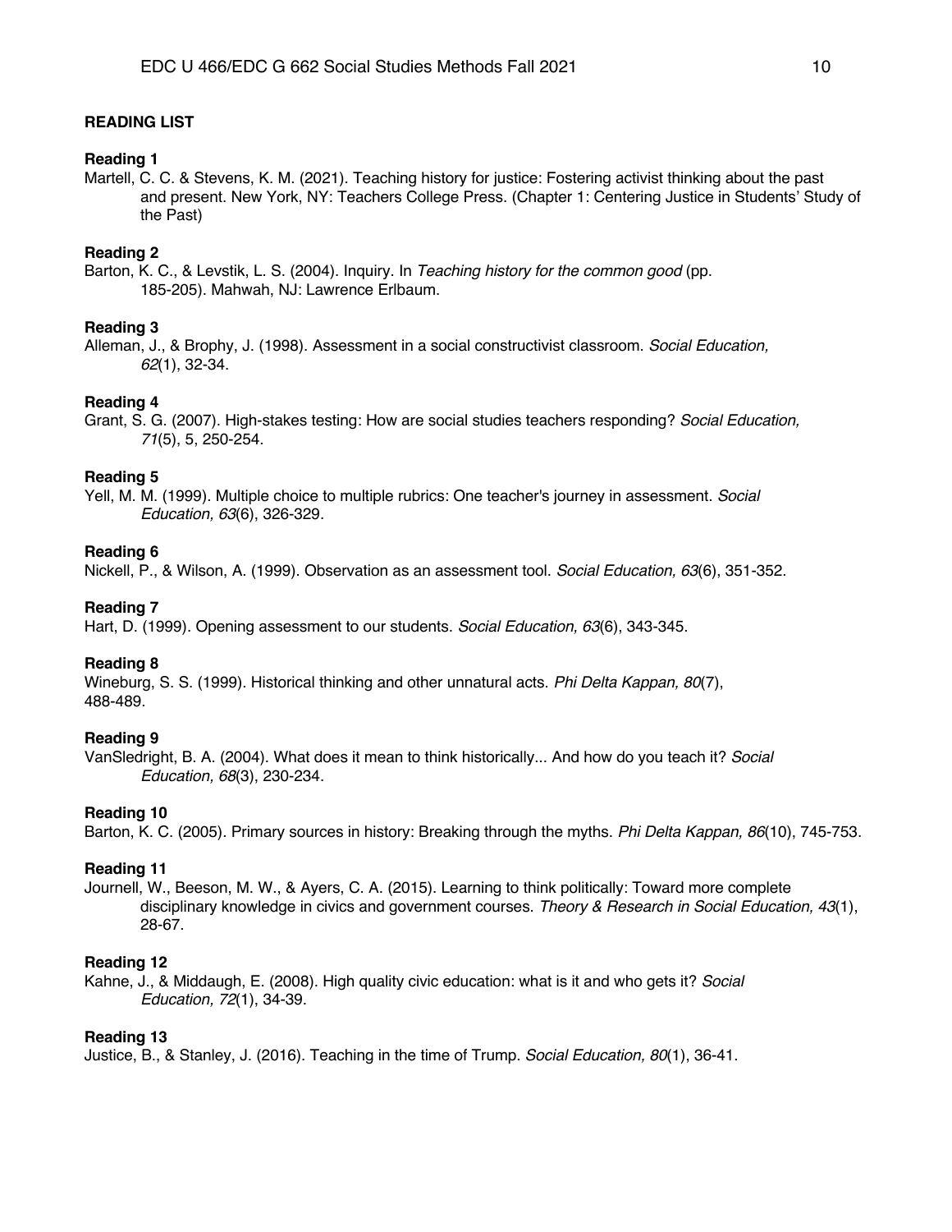**READING LIST**

**Reading 1**

Martell, C. C. & Stevens, K. M. (2021). Teaching history for justice: Fostering activist thinking about the past and present. New York, NY: Teachers College Press. (Chapter 1: Centering Justice in Students' Study of the Past)

**Reading 2**

Barton, K. C., & Levstik, L. S. (2004). Inquiry. In *Teaching history for the common good* (pp. 185-205). Mahwah, NJ: Lawrence Erlbaum.

**Reading 3**

Alleman, J., & Brophy, J. (1998). Assessment in a social constructivist classroom. *Social Education, 62*(1), 32-34.

**Reading 4**

Grant, S. G. (2007). High-stakes testing: How are social studies teachers responding? *Social Education, 71*(5), 5, 250-254.

**Reading 5**

Yell, M. M. (1999). Multiple choice to multiple rubrics: One teacher's journey in assessment. *Social Education, 63*(6), 326-329.

**Reading 6**

Nickell, P., & Wilson, A. (1999). Observation as an assessment tool. *Social Education, 63*(6), 351-352.

**Reading 7**

Hart, D. (1999). Opening assessment to our students. *Social Education, 63*(6), 343-345.

**Reading 8**

Wineburg, S. S. (1999). Historical thinking and other unnatural acts. *Phi Delta Kappan, 80*(7), 488-489.

**Reading 9**

VanSledright, B. A. (2004). What does it mean to think historically... And how do you teach it? *Social Education, 68*(3), 230-234.

**Reading 10**

Barton, K. C. (2005). Primary sources in history: Breaking through the myths. *Phi Delta Kappan, 86*(10), 745-753.

**Reading 11**

Journell, W., Beeson, M. W., & Ayers, C. A. (2015). Learning to think politically: Toward more complete disciplinary knowledge in civics and government courses. *Theory & Research in Social Education, 43*(1), 28-67.

**Reading 12**

Kahne, J., & Middaugh, E. (2008). High quality civic education: what is it and who gets it? *Social Education, 72*(1), 34-39.

**Reading 13**

Justice, B., & Stanley, J. (2016). Teaching in the time of Trump. *Social Education, 80*(1), 36-41.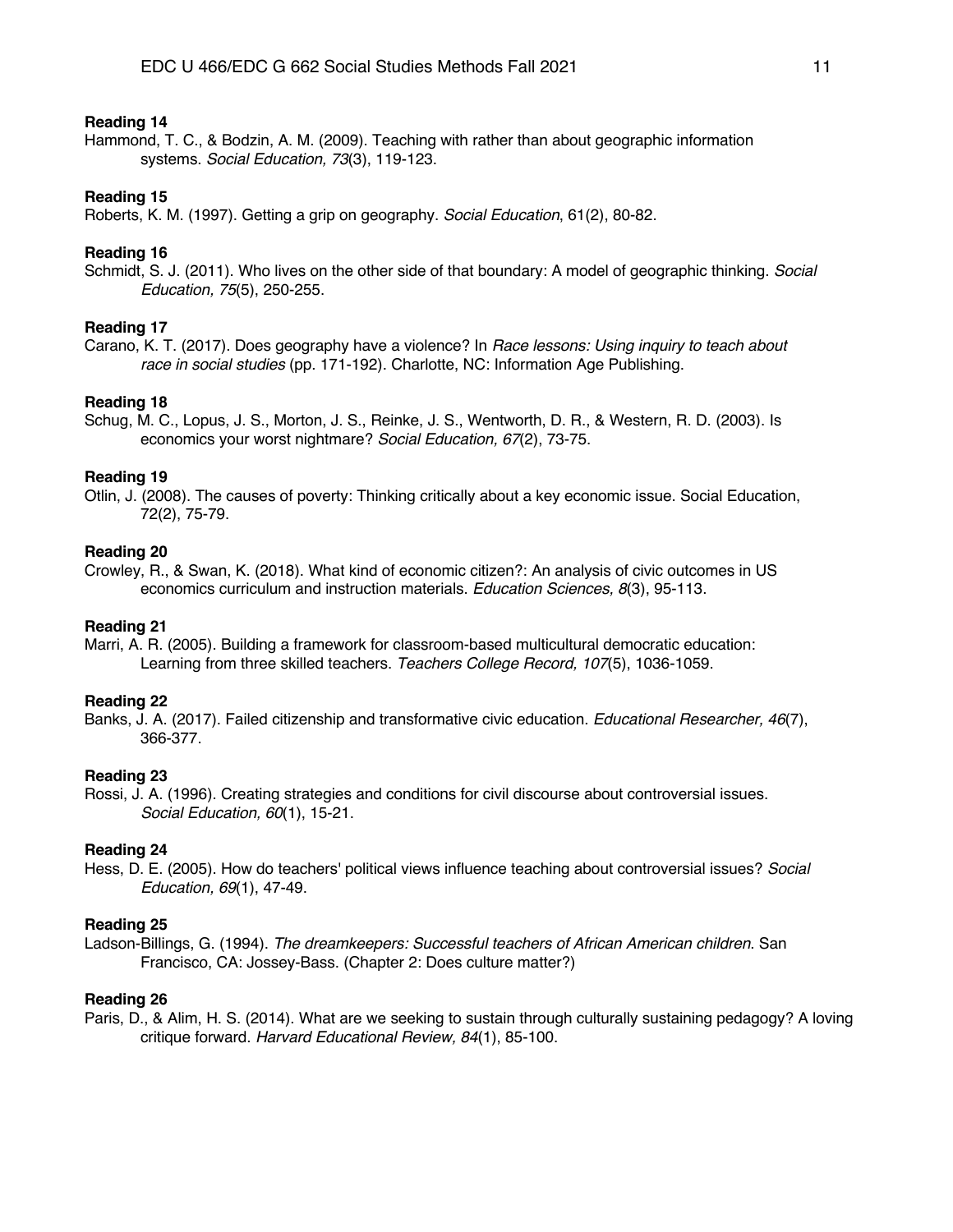**Reading 14**

Hammond, T. C., & Bodzin, A. M. (2009). Teaching with rather than about geographic information systems. *Social Education, 73*(3), 119-123.

**Reading 15**

Roberts, K. M. (1997). Getting a grip on geography. *Social Education*, 61(2), 80-82.

**Reading 16**

Schmidt, S. J. (2011). Who lives on the other side of that boundary: A model of geographic thinking. *Social Education, 75*(5), 250-255.

**Reading 17**

Carano, K. T. (2017). Does geography have a violence? In *Race lessons: Using inquiry to teach about race in social studies* (pp. 171-192). Charlotte, NC: Information Age Publishing.

**Reading 18**

Schug, M. C., Lopus, J. S., Morton, J. S., Reinke, J. S., Wentworth, D. R., & Western, R. D. (2003). Is economics your worst nightmare? *Social Education, 67*(2), 73-75.

**Reading 19**

Otlin, J. (2008). The causes of poverty: Thinking critically about a key economic issue. Social Education, 72(2), 75-79.

**Reading 20**

Crowley, R., & Swan, K. (2018). What kind of economic citizen?: An analysis of civic outcomes in US economics curriculum and instruction materials. *Education Sciences, 8*(3), 95-113.

**Reading 21**

Marri, A. R. (2005). Building a framework for classroom-based multicultural democratic education: Learning from three skilled teachers. *Teachers College Record, 107*(5), 1036-1059.

**Reading 22**

Banks, J. A. (2017). Failed citizenship and transformative civic education. *Educational Researcher, 46*(7), 366-377.

**Reading 23**

Rossi, J. A. (1996). Creating strategies and conditions for civil discourse about controversial issues. *Social Education, 60*(1), 15-21.

**Reading 24**

Hess, D. E. (2005). How do teachers' political views influence teaching about controversial issues? *Social Education, 69*(1), 47-49.

**Reading 25**

Ladson-Billings, G. (1994). *The dreamkeepers: Successful teachers of African American children*. San Francisco, CA: Jossey-Bass. (Chapter 2: Does culture matter?)

**Reading 26**

Paris, D., & Alim, H. S. (2014). What are we seeking to sustain through culturally sustaining pedagogy? A loving critique forward. *Harvard Educational Review, 84*(1), 85-100.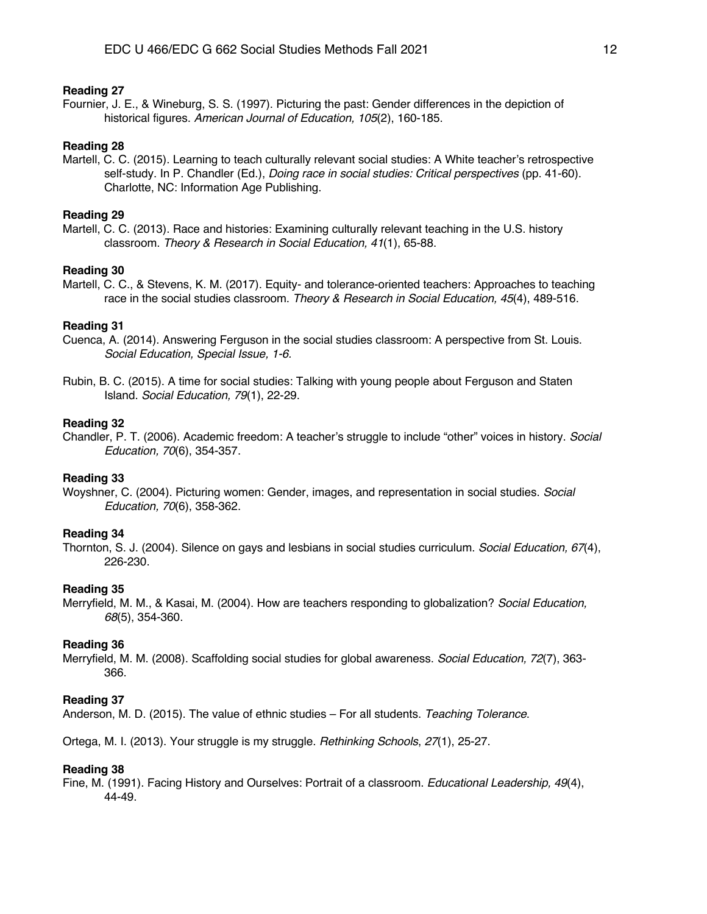**Reading 27**

Fournier, J. E., & Wineburg, S. S. (1997). Picturing the past: Gender differences in the depiction of historical figures. *American Journal of Education, 105*(2), 160-185.

**Reading 28**

Martell, C. C. (2015). Learning to teach culturally relevant social studies: A White teacher's retrospective self-study. In P. Chandler (Ed.), *Doing race in social studies: Critical perspectives* (pp. 41-60). Charlotte, NC: Information Age Publishing.

**Reading 29**

Martell, C. C. (2013). Race and histories: Examining culturally relevant teaching in the U.S. history classroom. *Theory & Research in Social Education, 41*(1), 65-88.

**Reading 30**

Martell, C. C., & Stevens, K. M. (2017). Equity- and tolerance-oriented teachers: Approaches to teaching race in the social studies classroom. *Theory & Research in Social Education, 45*(4), 489-516.

**Reading 31**

Cuenca, A. (2014). Answering Ferguson in the social studies classroom: A perspective from St. Louis. *Social Education, Special Issue, 1-6.*

Rubin, B. C. (2015). A time for social studies: Talking with young people about Ferguson and Staten Island. *Social Education, 79*(1), 22-29.

**Reading 32**

Chandler, P. T. (2006). Academic freedom: A teacher's struggle to include "other" voices in history. *Social Education, 70*(6), 354-357.

**Reading 33**

Woyshner, C. (2004). Picturing women: Gender, images, and representation in social studies. *Social Education, 70*(6), 358-362.

**Reading 34**

Thornton, S. J. (2004). Silence on gays and lesbians in social studies curriculum. *Social Education, 67*(4), 226-230.

**Reading 35**

Merryfield, M. M., & Kasai, M. (2004). How are teachers responding to globalization? *Social Education, 68*(5), 354-360.

**Reading 36**

Merryfield, M. M. (2008). Scaffolding social studies for global awareness. *Social Education, 72*(7), 363-366.

**Reading 37**

Anderson, M. D. (2015). The value of ethnic studies – For all students. *Teaching Tolerance.*

Ortega, M. I. (2013). Your struggle is my struggle. *Rethinking Schools*, *27*(1), 25-27.

**Reading 38**

Fine, M. (1991). Facing History and Ourselves: Portrait of a classroom. *Educational Leadership, 49*(4), 44-49.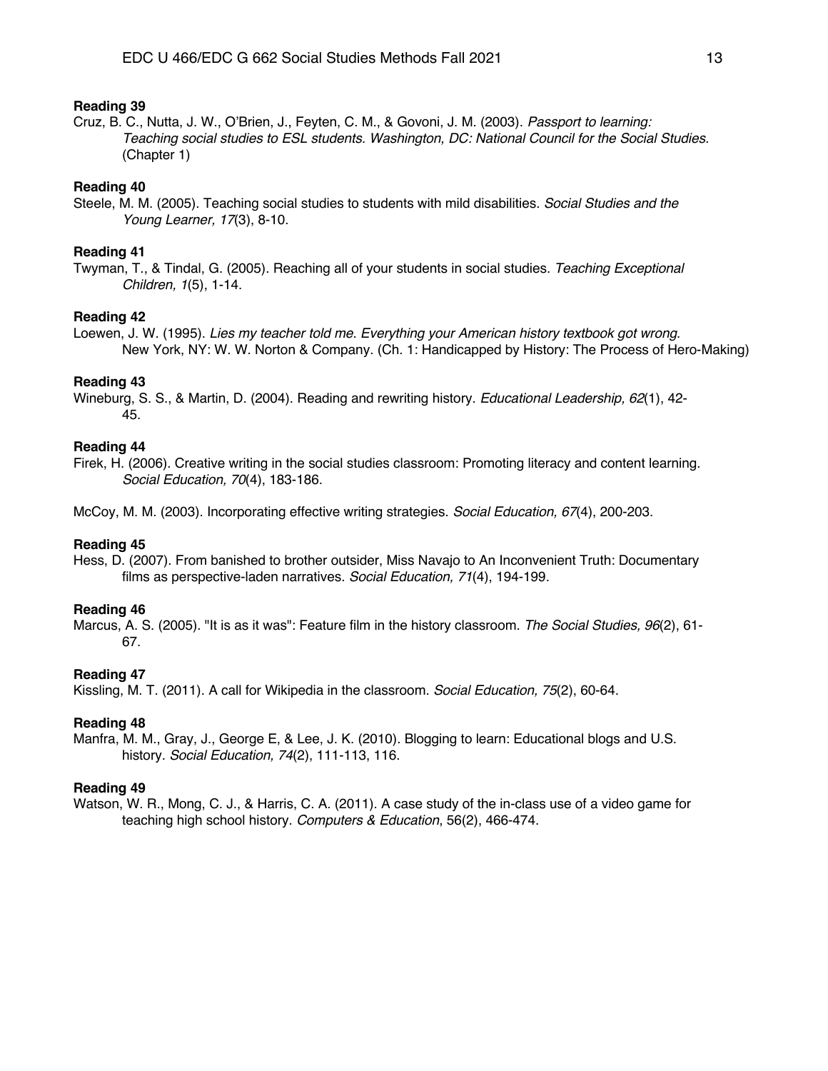**Reading 39**

Cruz, B. C., Nutta, J. W., O'Brien, J., Feyten, C. M., & Govoni, J. M. (2003). *Passport to learning: Teaching social studies to ESL students. Washington, DC: National Council for the Social Studies.* (Chapter 1)

**Reading 40**

Steele, M. M. (2005). Teaching social studies to students with mild disabilities. *Social Studies and the Young Learner, 17*(3), 8-10.

**Reading 41**

Twyman, T., & Tindal, G. (2005). Reaching all of your students in social studies. *Teaching Exceptional Children, 1*(5), 1-14.

**Reading 42**

Loewen, J. W. (1995). *Lies my teacher told me. Everything your American history textbook got wrong*. New York, NY: W. W. Norton & Company. (Ch. 1: Handicapped by History: The Process of Hero-Making)

**Reading 43**

Wineburg, S. S., & Martin, D. (2004). Reading and rewriting history. *Educational Leadership, 62*(1), 42-45.

**Reading 44**

Firek, H. (2006). Creative writing in the social studies classroom: Promoting literacy and content learning. *Social Education, 70*(4), 183-186.

McCoy, M. M. (2003). Incorporating effective writing strategies. *Social Education, 67*(4), 200-203.

**Reading 45**

Hess, D. (2007). From banished to brother outsider, Miss Navajo to An Inconvenient Truth: Documentary films as perspective-laden narratives. *Social Education, 71*(4), 194-199.

**Reading 46**

Marcus, A. S. (2005). "It is as it was": Feature film in the history classroom. *The Social Studies, 96*(2), 61-67.

**Reading 47**

Kissling, M. T. (2011). A call for Wikipedia in the classroom. *Social Education, 75*(2), 60-64.

**Reading 48**

Manfra, M. M., Gray, J., George E, & Lee, J. K. (2010). Blogging to learn: Educational blogs and U.S. history. *Social Education, 74*(2), 111-113, 116.

**Reading 49**

Watson, W. R., Mong, C. J., & Harris, C. A. (2011). A case study of the in-class use of a video game for teaching high school history. *Computers & Education*, 56(2), 466-474.